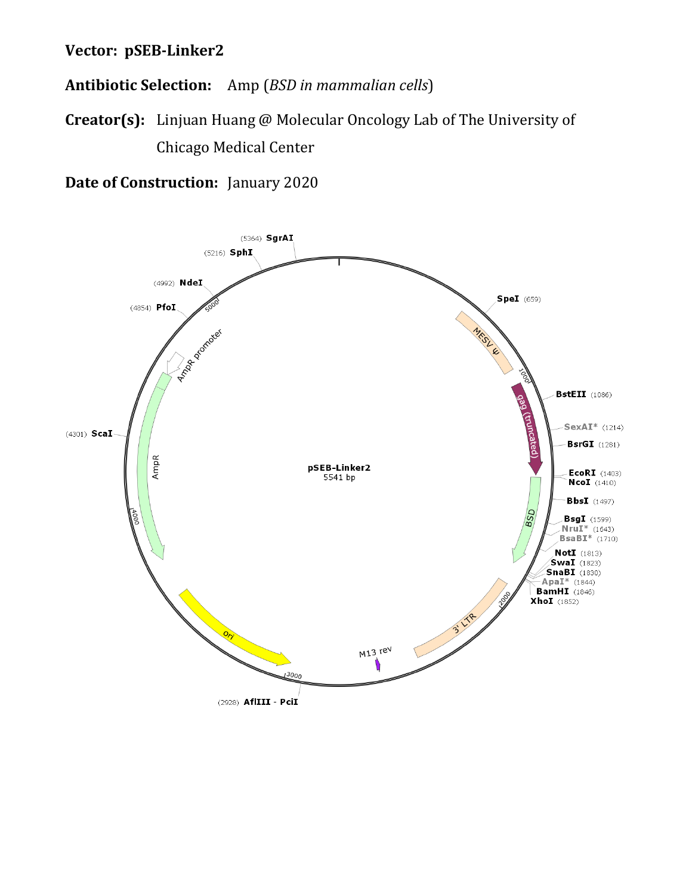**Vector: pSEB-Linker2**

**Antibiotic Selection:** Amp (*BSD in mammalian cells*)

**Creator(s):** Linjuan Huang @ Molecular Oncology Lab of The University of Chicago Medical Center

**Date of Construction:** January 2020

pSEB-Linker2
5541 bp

(5364) SgrAI
(5216) SphI
(4992) NdeI
(4854) PfoI
(4301) ScaI
(2928) AflIII - PciI
SpeI (659)
BstEII (1086)
SexAI* (1214)
BsrGI (1281)
EcoRI (1403)
NcoI (1410)
BbsI (1497)
BsgI (1599)
NruI* (1643)
BsaBI* (1710)
NotI (1813)
SwaI (1823)
SnaBI (1830)
ApaI* (1844)
BamHI (1846)
XhoI (1852)

MESV ψ
gag (truncated)
BSD
3' LTR
M13 rev
ori
AmpR
AmpR promoter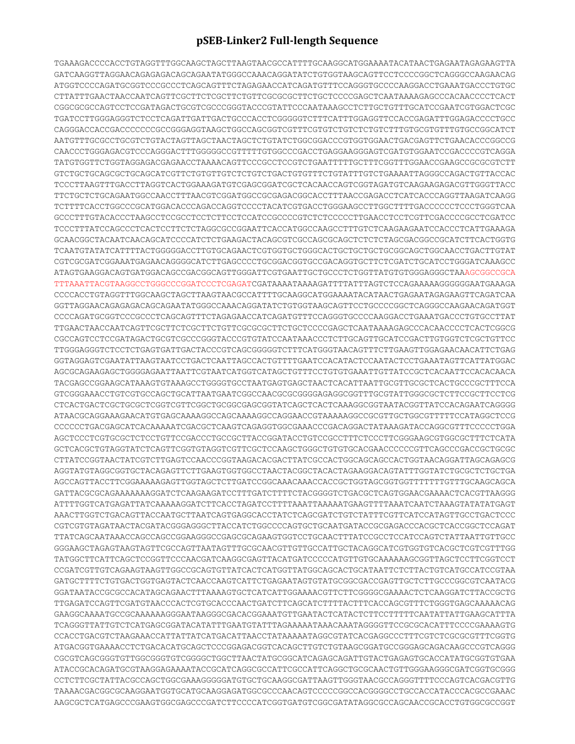# pSEB-Linker2 Full-length Sequence

```
TGAAAGACCCCACCTGTAGGTTTGGCAAGCTAGCTTAAGTAACGCCATTTTGCAAGGCATGGAAAATACATAACTGAGAATAGAGAAGTTA
GATCAAGGTTAGGAACAGAGAGACAGCAGAATATGGGCCAAACAGGATATCTGTGGTAAGCAGTTCCTCCCCGGCTCAGGGCCAAGAACAG
ATGGTCCCCAGATGCGGTCCCGCCCTCAGCAGTTTCTAGAGAACCATCAGATGTTTCCAGGGTGCCCCAAGGACCTGAAATGACCCTGTGC
CTTATTTGAACTAACCAATCAGTTCGCTTCTCGCTTCTGTTCGCGCGCTTCTGCTCCCCGAGCTCAATAAAAGAGCCCACAACCCCTCACT
CGGCGCGCCAGTCCTCCGATAGACTGCGTCGCCCGGGTACCCGTATTCCCAATAAAGCCTCTTGCTGTTTGCATCCGAATCGTGGACTCGC
TGATCCTTGGGAGGGTCTCCTCAGATTGATTGACTGCCCACCTCGGGGGTCTTTCATTTGGAGGTTCCACCGAGATTTGGAGACCCCTGCC
CAGGGACCACCGACCCCCCCGCCGGGAGGTAAGCTGGCCAGCGGTCGTTTCGTGTCTGTCTCTGTCTTTGTGCGTGTTTGTGCCGGCATCT
AATGTTTGCGCCTGCGTCTGTACTAGTTAGCTAACTAGCTCTGTATCTGGCGGACCCGTGGTGGAACTGACGAGTTCTGAACACCCGGCCG
CAACCCTGGGAGACGTCCCAGGGACTTTGGGGGCCGTTTTTGTGGCCCGACCTGAGGAAGGGAGTCGATGTGGAATCCGACCCCGTCAGGA
TATGTGGTTCTGGTAGGAGACGAGAACCTAAAACAGTTCCCGCCTCCGTCTGAATTTTTGCTTTCGGTTTGGAACCGAAGCCGCGCGTCTT
GTCTGCTGCAGCGCTGCAGCATCGTTCTGTGTTGTCTCTGTCTGACTGTGTTTCTGTATTTGTCTGAAAATTAGGGCCAGACTGTTACCAC
TCCCTTAAGTTTGACCTTAGGTCACTGGAAAGATGTCGAGCGGATCGCTCACAACCAGTCGGTAGATGTCAAGAAGAGACGTTGGGTTACC
TTCTGCTCTGCAGAATGGCCAACCTTTAACGTCGGATGGCCGCGAGACGGCACCTTTAACCGAGACCTCATCACCCAGGTTAAGATCAAGG
TCTTTTCACCTGGCCCGCATGGACACCCAGACCAGGTCCCCTACATCGTGACCTGGGAAGCCTTGGCTTTTGACCCCCCTCCCTGGGTCAA
GCCCTTTGTACACCCTAAGCCTCCGCCTCCTCTTCCTCCATCCGCCCCGTCTCTCCCCCTTGAACCTCCTCGTTCGACCCCGCCTCGATCC
TCCCTTTATCCAGCCCTCACTCCTTCTCTAGGCGCCGGAATTCACCATGGCCAAGCCTTTGTCTCAAGAAGAATCCACCCTCATTGAAAGA
GCAACGGCTACAATCAACAGCATCCCCATCTCTGAAGACTACAGCGTCGCCAGCGCAGCTCTCTCTAGCGACGGCCGCATCTTCACTGGTG
TCAATGTATATCATTTTACTGGGGGACCTTGTGCAGAACTCGTGGTGCTGGGCACTGCTGCTGCTGCGGCAGCTGGCAACCTGACTTGTAT
CGTCGCGATCGGAAATGAGAACAGGGGCATCTTGAGCCCCTGCGGACGGTGCCGACAGGTGCTTCTCGATCTGCATCCTGGGATCAAAGCC
ATAGTGAAGGACAGTGATGGACAGCCGACGGCAGTTGGGATTCGTGAATTGCTGCCCTCTGGTTATGTGTGGGAGGGCTAAAGCGGCCGCA
TTTAAATTACGTAAGGCCTGGGCCCGGATCCCTCGAGATCGATAAAATAAAAGATTTTATTTAGTCTCCAGAAAAAGGGGGGAATGAAAGA
CCCCACCTGTAGGTTTGGCAAGCTAGCTTAAGTAACGCCATTTTGCAAGGCATGGAAAATACATAACTGAGAATAGAGAAGTTCAGATCAA
GGTTAGGAACAGAGAGACAGCAGAATATGGGCCAAACAGGATATCTGTGGTAAGCAGTTCCTGCCCCGGCTCAGGGCCAAGAACAGATGGT
CCCCAGATGCGGTCCCGCCCTCAGCAGTTTCTAGAGAACCATCAGATGTTTCCAGGGTGCCCCAAGGACCTGAAATGACCCTGTGCCTTAT
TTGAACTAACCAATCAGTTCGCTTCTCGCTTCTGTTCGCGCGCTTCTGCTCCCCGAGCTCAATAAAAGAGCCCACAACCCCTCACTCGGCG
CGCCAGTCCTCCGATAGACTGCGTCGCCCGGGTACCCGTGTATCCAATAAACCCTCTTGCAGTTGCATCCGACTTGTGGTCTCGCTGTTCC
TTGGGAGGGTCTCCTCTGAGTGATTGACTACCCGTCAGCGGGGGTCTTTCATGGGTAACAGTTTCTTGAAGTTGGAGAACAACATTCTGAG
GGTAGGAGTCGAATATTAAGTAATCCTGACTCAATTAGCCACTGTTTTGAATCCACATACTCCAATACTCCTGAAATAGTTCATTATGGAC
AGCGCAGAAGAGCTGGGGAGAATTAATTCGTAATCATGGTCATAGCTGTTTCCTGTGTGAAATTGTTATCCGCTCACAATTCCACACAACA
TACGAGCCGGAAGCATAAAGTGTAAAGCCTGGGGTGCCTAATGAGTGAGCTAACTCACATTAATTGCGTTGCGCTCACTGCCCGCTTTCCA
GTCGGGAAACCTGTCGTGCCAGCTGCATTAATGAATCGGCCAACGCGCGGGGAGAGGCGGTTTGCGTATTGGGCGCTCTTCCGCTTCCTCG
CTCACTGACTCGCTGCGCTCGGTCGTTCGGCTGCGGCGAGCGGTATCAGCTCACTCAAAGGCGGTAATACGGTTATCCACAGAATCAGGGG
ATAACGCAGGAAAGAACATGTGAGCAAAAGGCCAGCAAAAGGCCAGGAACCGTAAAAAGGCCGCGTTGCTGGCGTTTTTCCATAGGCTCCG
CCCCCCTGACGAGCATCACAAAAATCGACGCTCAAGTCAGAGGTGGCGAAACCCGACAGGACTATAAAGATACCAGGCGTTTCCCCCTGGA
AGCTCCCTCGTGCGCTCTCCTGTTCCGACCCTGCCGCTTACCGGATACCTGTCCGCCTTTCTCCCTTCGGGAAGCGTGGCGCTTTCTCATA
GCTCACGCTGTAGGTATCTCAGTTCGGTGTAGGTCGTTCGCTCCAAGCTGGGCTGTGTGCACGAACCCCCCGTTCAGCCCGACCGCTGCGC
CTTATCCGGTAACTATCGTCTTGAGTCCAACCCGGTAAGACACGACTTATCGCCACTGGCAGCAGCCACTGGTAACAGGATTAGCAGAGCG
AGGTATGTAGGCGGTGCTACAGAGTTCTTGAAGTGGTGGCCTAACTACGGCTACACTAGAAGGACAGTATTTGGTATCTGCGCTCTGCTGA
AGCCAGTTACCTTCGGAAAAAGAGTTGGTAGCTCTTGATCCGGCAAACAAACCACCGCTGGTAGCGGTGGTTTTTTTGTTTGCAAGCAGCA
GATTACGCGCAGAAAAAAAGGATCTCAAGAAGATCCTTTGATCTTTTCTACGGGGTCTGACGCTCAGTGGAACGAAAACTCACGTTAAGGG
ATTTTGGTCATGAGATTATCAAAAAGGATCTTCACCTAGATCCTTTTAAATTAAAAATGAAGTTTTAAATCAATCTAAAGTATATATGAGT
AAACTTGGTCTGACAGTTACCAATGCTTAATCAGTGAGGCACCTATCTCAGCGATCTGTCTATTTCGTTCATCCATAGTTGCCTGACTCCC
CGTCGTGTAGATAACTACGATACGGGAGGGCTTACCATCTGGCCCCAGTGCTGCAATGATACCGCGAGACCCACGCTCACCGGCTCCAGAT
TTATCAGCAATAAACCAGCCAGCCGGAAGGGCCGAGCGCAGAAGTGGTCCTGCAACTTTATCCGCCTCCATCCAGTCTATTAATTGTTGCC
GGGAAGCTAGAGTAAGTAGTTCGCCAGTTAATAGTTTGCGCAACGTTGTTGCCATTGCTACAGGCATCGTGGTGTCACGCTCGTCGTTTGG
TATGGCTTCATTCAGCTCCGGTTCCCAACGATCAAGGCGAGTTACATGATCCCCCATGTTGTGCAAAAAAGCGGTTAGCTCCTTCGGTCCT
CCGATCGTTGTCAGAAGTAAGTTGGCCGCAGTGTTATCACTCATGGTTATGGCAGCACTGCATAATTCTCTTACTGTCATGCCATCCGTAA
GATGCTTTTCTGTGACTGGTGAGTACTCAACCAAGTCATTCTGAGAATAGTGTATGCGGCGACCGAGTTGCTCTTGCCCGGCGTCAATACG
GGATAATACCGCGCCACATAGCAGAACTTTAAAAGTGCTCATCATTGGAAAACGTTCTTCGGGGCGAAAACTCTCAAGGATCTTACCGCTG
TTGAGATCCAGTTCGATGTAACCCACTCGTGCACCCAACTGATCTTCAGCATCTTTTACTTTCACCAGCGTTTCTGGGTGAGCAAAAACAG
GAAGGCAAAATGCCGCAAAAAAGGGAATAAGGGCGACACGGAAATGTTGAATACTCATACTCTTCCTTTTTCAATATTATTGAAGCATTTA
TCAGGGTTATTGTCTCATGAGCGGATACATATTTGAATGTATTTAGAAAAATAAACAAATAGGGGTTCCGCGCACATTTCCCCGAAAAGTG
CCACCTGACGTCTAAGAAACCATTATTATCATGACATTAACCTATAAAAATAGGCGTATCACGAGGCCCTTTCGTCTCGCGCGTTTCGGTG
ATGACGGTGAAAACCTCTGACACATGCAGCTCCCGGAGACGGTCACAGCTTGTCTGTAAGCGGATGCCGGGAGCAGACAAGCCCGTCAGGG
CGCGTCAGCGGGTGTTGGCGGGTGTCGGGGCTGGCTTAACTATGCGGCATCAGAGCAGATTGTACTGAGAGTGCACCATATGCGGTGTGAA
ATACCGCACAGATGCGTAAGGAGAAAATACCGCATCAGGCGCCATTCGCCATTCAGGCTGCGCAACTGTTGGGAAGGGCGATCGGTGCGGG
CCTCTTCGCTATTACGCCAGCTGGCGAAAGGGGGATGTGCTGCAAGGCGATTAAGTTGGGTAACGCCAGGGTTTTCCCAGTCACGACGTTG
TAAAACGACGGCGCAAGGAATGGTGCATGCAAGGAGATGGCGCCCAACAGTCCCCCGGCCACGGGGCCTGCCACCATACCCACGCCGAAAC
AAGCGCTCATGAGCCCGAAGTGGCGAGCCCGATCTTCCCCATCGGTGATGTCGGCGATATAGGCGCCAGCAACCGCACCTGTGGCGCCGGT
```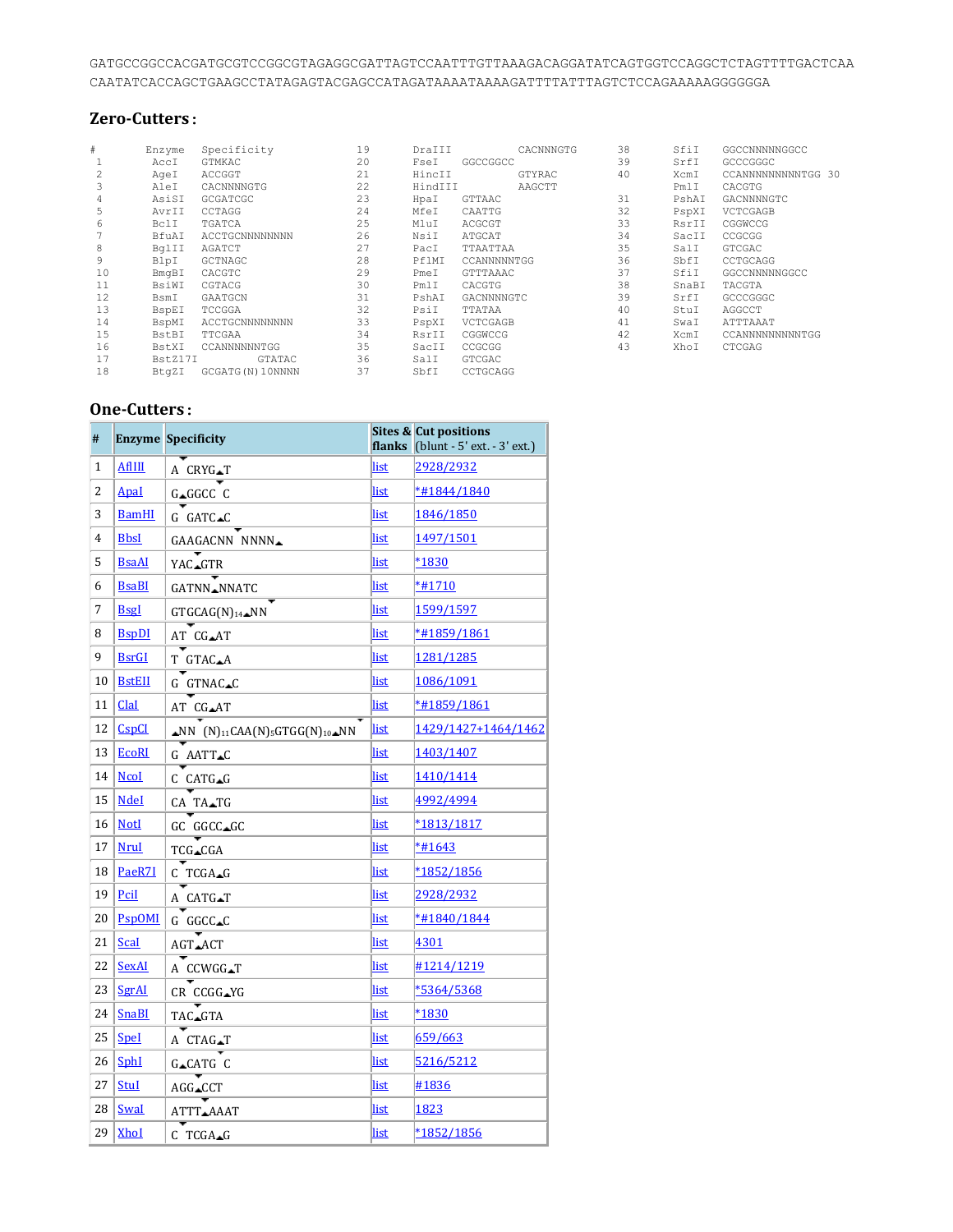GATGCCGGCCACGATGCGTCCGGCGTAGAGGCGATTAGTCCAATTTGTTAAAGACAGGATATCAGTGGTCCAGGCTCTAGTTTTGACTCAA
CAATATCACCAGCTGAAGCCTATAGAGTACGAGCCATAGATAAAATAAAAGATTTTATTTAGTCTCCAGAAAAAGGGGGGA

## Zero-Cutters :

| # | Enzyme | Specificity | # | Enzyme | Specificity | # | Enzyme | Specificity |
|---|---|---|---|---|---|---|---|---|
| 1 | AccI | GTMKAC | 19 | DraIII | CACNNNGTG | 38 | SfiI | GGCCNNNNNGGCC |
| 2 | AgeI | ACCGGT | 20 | FseI | GGCCGGCC | 39 | SrfI | GCCCGGGC |
| 3 | AleI | CACNNNNGTG | 21 | HincII | GTYRAC | 40 | XcmI | CCANNNNNNNNNTGG 30 |
| 4 | AsiSI | GCGATCGC | 22 | HindIII | AAGCTT | | PmlI | CACGTG |
| 5 | AvrII | CCTAGG | 23 | HpaI | GTTAAC | 31 | PshAI | GACNNNNGTC |
| 6 | BclI | TGATCA | 24 | MfeI | CAATTG | 32 | PspXI | VCTCGAGB |
| 7 | BfuAI | ACCTGCNNNNNNNN | 25 | MluI | ACGCGT | 33 | RsrII | CGGWCCG |
| 8 | BglII | AGATCT | 26 | NsiI | ATGCAT | 34 | SacII | CCGCGG |
| 9 | BlpI | GCTNAGC | 27 | PacI | TTAATTAA | 35 | SalI | GTCGAC |
| 10 | BmgBI | CACGTC | 28 | PflMI | CCANNNNNTGG | 36 | SbfI | CCTGCAGG |
| 11 | BsiWI | CGTACG | 29 | PmeI | GTTTAAAC | 37 | SfiI | GGCCNNNNNGGCC |
| 12 | BsmI | GAATGCN | 30 | PmlI | CACGTG | 38 | SnaBI | TACGTA |
| 13 | BspEI | TCCGGA | 31 | PshAI | GACNNNNGTC | 39 | SrfI | GCCCGGGC |
| 14 | BspMI | ACCTGCNNNNNNNN | 32 | PsiI | TTATAA | 40 | StuI | AGGCCT |
| 15 | BstBI | TTCGAA | 33 | PspXI | VCTCGAGB | 41 | SwaI | ATTTAAAT |
| 16 | BstXI | CCANNNNNNTGG | 34 | RsrII | CGGWCCG | 42 | XcmI | CCANNNNNNNNNTGG |
| 17 | BstZ17I | GTATAC | 35 | SacII | CCGCGG | 43 | XhoI | CTCGAG |
| 18 | BtgZI | GCGATG(N)10NNNN | 36 | SalI | GTCGAC | | | |
| | | | 37 | SbfI | CCTGCAGG | | | |

## One-Cutters :

| # | Enzyme | Specificity | Sites & flanks | Cut positions (blunt - 5' ext. - 3' ext.) |
|---|---|---|---|---|
| 1 | AflIII | A CRYG T | list | 2928/2932 |
| 2 | ApaI | G GGCC C | list | *#1844/1840 |
| 3 | BamHI | G GATC C | list | 1846/1850 |
| 4 | BbsI | GAAGACNN NNNN | list | 1497/1501 |
| 5 | BsaAI | YAC GTR | list | *1830 |
| 6 | BsaBI | GATNN NNATC | list | *#1710 |
| 7 | BsgI | GTGCAG(N)14NN | list | 1599/1597 |
| 8 | BspDI | AT CG AT | list | *#1859/1861 |
| 9 | BsrGI | T GTAC A | list | 1281/1285 |
| 10 | BstEII | G GTNAC C | list | 1086/1091 |
| 11 | ClaI | AT CG AT | list | *#1859/1861 |
| 12 | CspCI | NN (N)11CAA(N)5GTGG(N)10NN | list | 1429/1427+1464/1462 |
| 13 | EcoRI | G AATT C | list | 1403/1407 |
| 14 | NcoI | C CATG G | list | 1410/1414 |
| 15 | NdeI | CA TA TG | list | 4992/4994 |
| 16 | NotI | GC GGCC GC | list | *1813/1817 |
| 17 | NruI | TCG CGA | list | *#1643 |
| 18 | PaeR7I | C TCGA G | list | *1852/1856 |
| 19 | PciI | A CATG T | list | 2928/2932 |
| 20 | PspOMI | G GGCC C | list | *#1840/1844 |
| 21 | ScaI | AGT ACT | list | 4301 |
| 22 | SexAI | A CCWGG T | list | #1214/1219 |
| 23 | SgrAI | CR CCGG YG | list | *5364/5368 |
| 24 | SnaBI | TAC GTA | list | *1830 |
| 25 | SpeI | A CTAG T | list | 659/663 |
| 26 | SphI | G CATG C | list | 5216/5212 |
| 27 | StuI | AGG CCT | list | #1836 |
| 28 | SwaI | ATTT AAAT | list | 1823 |
| 29 | XhoI | C TCGA G | list | *1852/1856 |